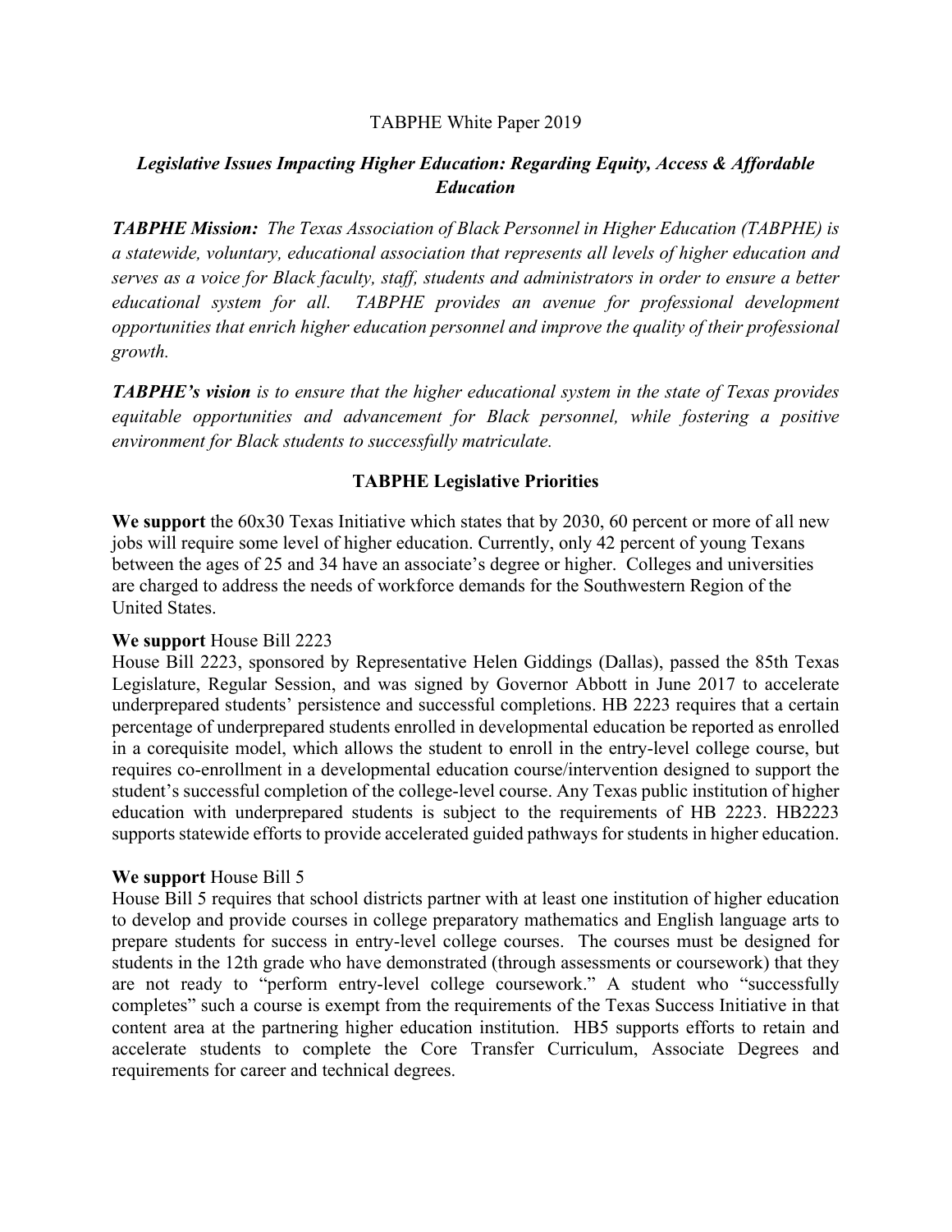# TABPHE White Paper 2019

## *Legislative Issues Impacting Higher Education: Regarding Equity, Access & Affordable Education*

***TABPHE Mission:*** *The Texas Association of Black Personnel in Higher Education (TABPHE) is a statewide, voluntary, educational association that represents all levels of higher education and serves as a voice for Black faculty, staff, students and administrators in order to ensure a better educational system for all. TABPHE provides an avenue for professional development opportunities that enrich higher education personnel and improve the quality of their professional growth.*

***TABPHE's vision*** *is to ensure that the higher educational system in the state of Texas provides equitable opportunities and advancement for Black personnel, while fostering a positive environment for Black students to successfully matriculate.*

### TABPHE Legislative Priorities

**We support** the 60x30 Texas Initiative which states that by 2030, 60 percent or more of all new jobs will require some level of higher education. Currently, only 42 percent of young Texans between the ages of 25 and 34 have an associate's degree or higher. Colleges and universities are charged to address the needs of workforce demands for the Southwestern Region of the United States.

**We support** House Bill 2223

House Bill 2223, sponsored by Representative Helen Giddings (Dallas), passed the 85th Texas Legislature, Regular Session, and was signed by Governor Abbott in June 2017 to accelerate underprepared students' persistence and successful completions. HB 2223 requires that a certain percentage of underprepared students enrolled in developmental education be reported as enrolled in a corequisite model, which allows the student to enroll in the entry-level college course, but requires co-enrollment in a developmental education course/intervention designed to support the student's successful completion of the college-level course. Any Texas public institution of higher education with underprepared students is subject to the requirements of HB 2223. HB2223 supports statewide efforts to provide accelerated guided pathways for students in higher education.

**We support** House Bill 5

House Bill 5 requires that school districts partner with at least one institution of higher education to develop and provide courses in college preparatory mathematics and English language arts to prepare students for success in entry-level college courses. The courses must be designed for students in the 12th grade who have demonstrated (through assessments or coursework) that they are not ready to "perform entry-level college coursework." A student who "successfully completes" such a course is exempt from the requirements of the Texas Success Initiative in that content area at the partnering higher education institution. HB5 supports efforts to retain and accelerate students to complete the Core Transfer Curriculum, Associate Degrees and requirements for career and technical degrees.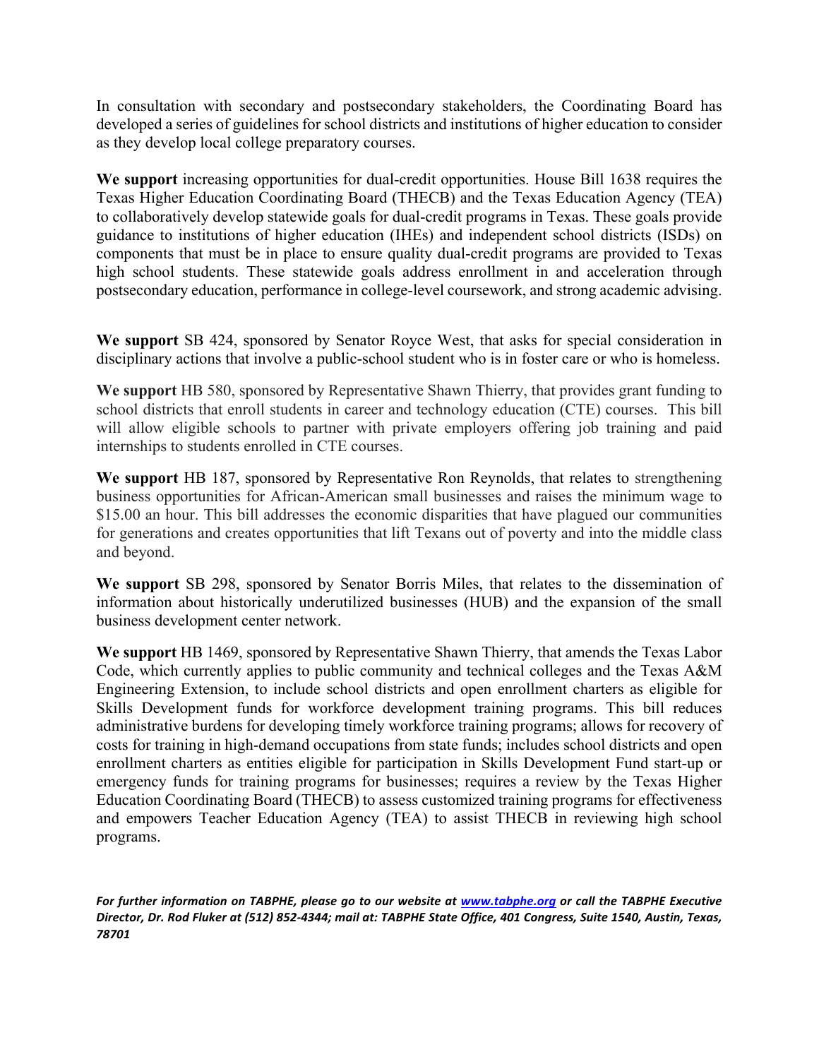In consultation with secondary and postsecondary stakeholders, the Coordinating Board has developed a series of guidelines for school districts and institutions of higher education to consider as they develop local college preparatory courses.

**We support** increasing opportunities for dual-credit opportunities. House Bill 1638 requires the Texas Higher Education Coordinating Board (THECB) and the Texas Education Agency (TEA) to collaboratively develop statewide goals for dual-credit programs in Texas. These goals provide guidance to institutions of higher education (IHEs) and independent school districts (ISDs) on components that must be in place to ensure quality dual-credit programs are provided to Texas high school students. These statewide goals address enrollment in and acceleration through postsecondary education, performance in college-level coursework, and strong academic advising.

**We support** SB 424, sponsored by Senator Royce West, that asks for special consideration in disciplinary actions that involve a public-school student who is in foster care or who is homeless.

**We support** HB 580, sponsored by Representative Shawn Thierry, that provides grant funding to school districts that enroll students in career and technology education (CTE) courses. This bill will allow eligible schools to partner with private employers offering job training and paid internships to students enrolled in CTE courses.

**We support** HB 187, sponsored by Representative Ron Reynolds, that relates to strengthening business opportunities for African-American small businesses and raises the minimum wage to $15.00 an hour. This bill addresses the economic disparities that have plagued our communities for generations and creates opportunities that lift Texans out of poverty and into the middle class and beyond.

**We support** SB 298, sponsored by Senator Borris Miles, that relates to the dissemination of information about historically underutilized businesses (HUB) and the expansion of the small business development center network.

**We support** HB 1469, sponsored by Representative Shawn Thierry, that amends the Texas Labor Code, which currently applies to public community and technical colleges and the Texas A&M Engineering Extension, to include school districts and open enrollment charters as eligible for Skills Development funds for workforce development training programs. This bill reduces administrative burdens for developing timely workforce training programs; allows for recovery of costs for training in high-demand occupations from state funds; includes school districts and open enrollment charters as entities eligible for participation in Skills Development Fund start-up or emergency funds for training programs for businesses; requires a review by the Texas Higher Education Coordinating Board (THECB) to assess customized training programs for effectiveness and empowers Teacher Education Agency (TEA) to assist THECB in reviewing high school programs.

***For further information on TABPHE, please go to our website at [www.tabphe.org](http://www.tabphe.org) or call the TABPHE Executive Director, Dr. Rod Fluker at (512) 852-4344; mail at: TABPHE State Office, 401 Congress, Suite 1540, Austin, Texas, 78701***